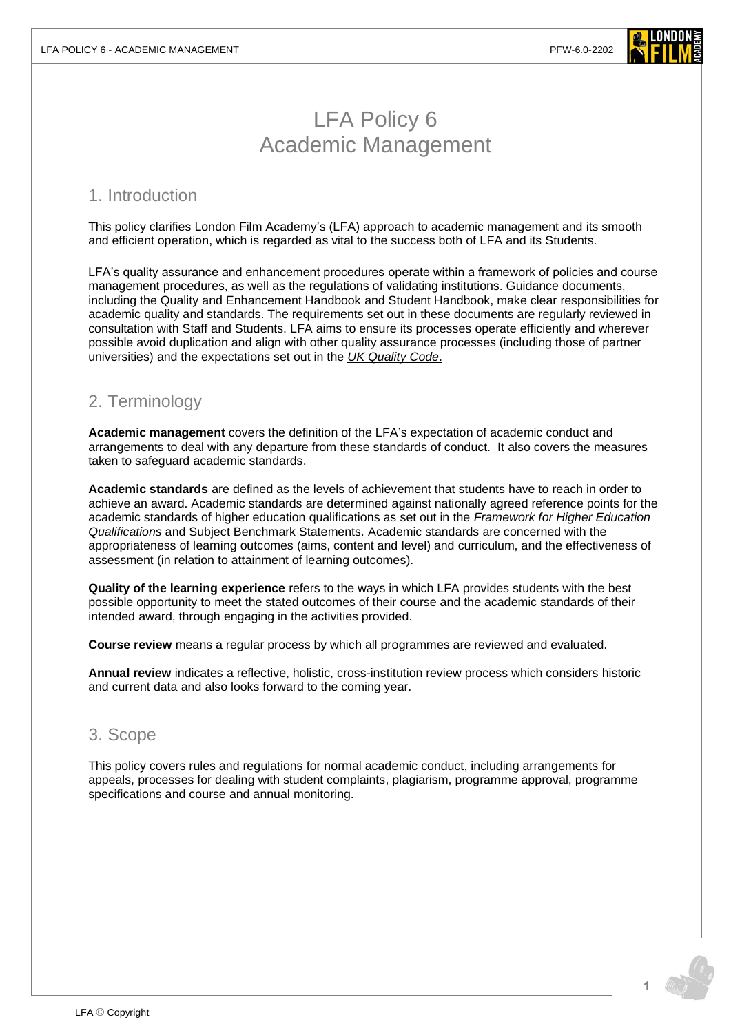# LFA Policy 6
# Academic Management

## 1. Introduction

This policy clarifies London Film Academy's (LFA) approach to academic management and its smooth and efficient operation, which is regarded as vital to the success both of LFA and its Students.

LFA's quality assurance and enhancement procedures operate within a framework of policies and course management procedures, as well as the regulations of validating institutions. Guidance documents, including the Quality and Enhancement Handbook and Student Handbook, make clear responsibilities for academic quality and standards. The requirements set out in these documents are regularly reviewed in consultation with Staff and Students. LFA aims to ensure its processes operate efficiently and wherever possible avoid duplication and align with other quality assurance processes (including those of partner universities) and the expectations set out in the *UK Quality Code*.

## 2. Terminology

**Academic management** covers the definition of the LFA's expectation of academic conduct and arrangements to deal with any departure from these standards of conduct. It also covers the measures taken to safeguard academic standards.

**Academic standards** are defined as the levels of achievement that students have to reach in order to achieve an award. Academic standards are determined against nationally agreed reference points for the academic standards of higher education qualifications as set out in the *Framework for Higher Education Qualifications* and Subject Benchmark Statements. Academic standards are concerned with the appropriateness of learning outcomes (aims, content and level) and curriculum, and the effectiveness of assessment (in relation to attainment of learning outcomes).

**Quality of the learning experience** refers to the ways in which LFA provides students with the best possible opportunity to meet the stated outcomes of their course and the academic standards of their intended award, through engaging in the activities provided.

**Course review** means a regular process by which all programmes are reviewed and evaluated.

**Annual review** indicates a reflective, holistic, cross-institution review process which considers historic and current data and also looks forward to the coming year.

## 3. Scope

This policy covers rules and regulations for normal academic conduct, including arrangements for appeals, processes for dealing with student complaints, plagiarism, programme approval, programme specifications and course and annual monitoring.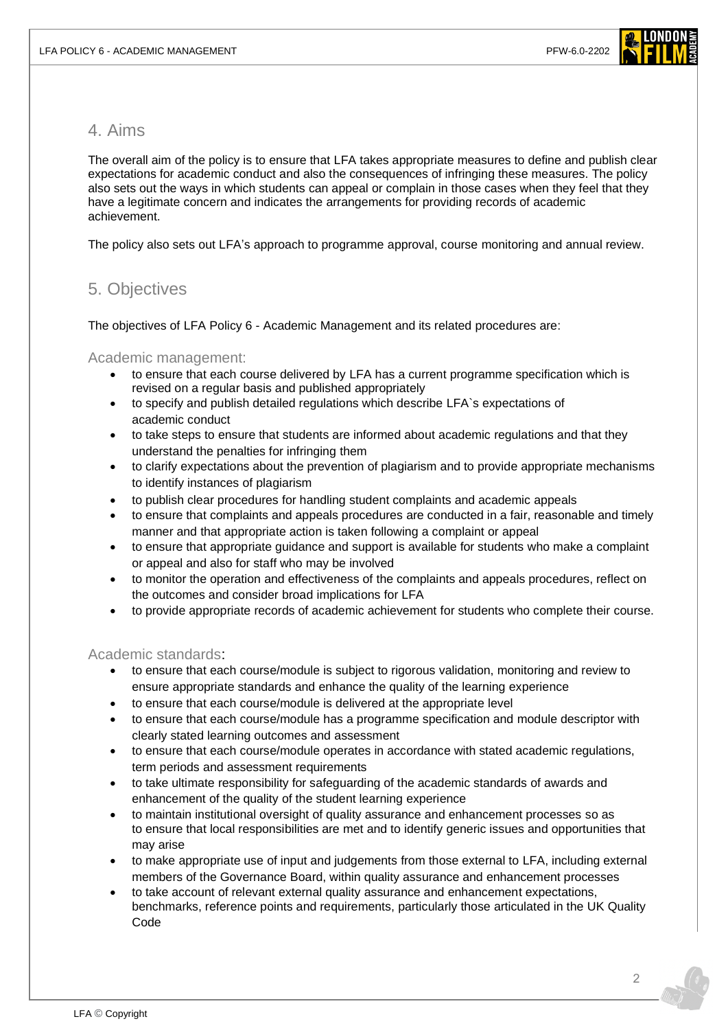## 4. Aims

The overall aim of the policy is to ensure that LFA takes appropriate measures to define and publish clear expectations for academic conduct and also the consequences of infringing these measures. The policy also sets out the ways in which students can appeal or complain in those cases when they feel that they have a legitimate concern and indicates the arrangements for providing records of academic achievement.

The policy also sets out LFA's approach to programme approval, course monitoring and annual review.

## 5. Objectives

The objectives of LFA Policy 6 - Academic Management and its related procedures are:

### Academic management:

- to ensure that each course delivered by LFA has a current programme specification which is revised on a regular basis and published appropriately
- to specify and publish detailed regulations which describe LFA`s expectations of academic conduct
- to take steps to ensure that students are informed about academic regulations and that they understand the penalties for infringing them
- to clarify expectations about the prevention of plagiarism and to provide appropriate mechanisms to identify instances of plagiarism
- to publish clear procedures for handling student complaints and academic appeals
- to ensure that complaints and appeals procedures are conducted in a fair, reasonable and timely manner and that appropriate action is taken following a complaint or appeal
- to ensure that appropriate guidance and support is available for students who make a complaint or appeal and also for staff who may be involved
- to monitor the operation and effectiveness of the complaints and appeals procedures, reflect on the outcomes and consider broad implications for LFA
- to provide appropriate records of academic achievement for students who complete their course.

### Academic standards:

- to ensure that each course/module is subject to rigorous validation, monitoring and review to ensure appropriate standards and enhance the quality of the learning experience
- to ensure that each course/module is delivered at the appropriate level
- to ensure that each course/module has a programme specification and module descriptor with clearly stated learning outcomes and assessment
- to ensure that each course/module operates in accordance with stated academic regulations, term periods and assessment requirements
- to take ultimate responsibility for safeguarding of the academic standards of awards and enhancement of the quality of the student learning experience
- to maintain institutional oversight of quality assurance and enhancement processes so as to ensure that local responsibilities are met and to identify generic issues and opportunities that may arise
- to make appropriate use of input and judgements from those external to LFA, including external members of the Governance Board, within quality assurance and enhancement processes
- to take account of relevant external quality assurance and enhancement expectations, benchmarks, reference points and requirements, particularly those articulated in the UK Quality Code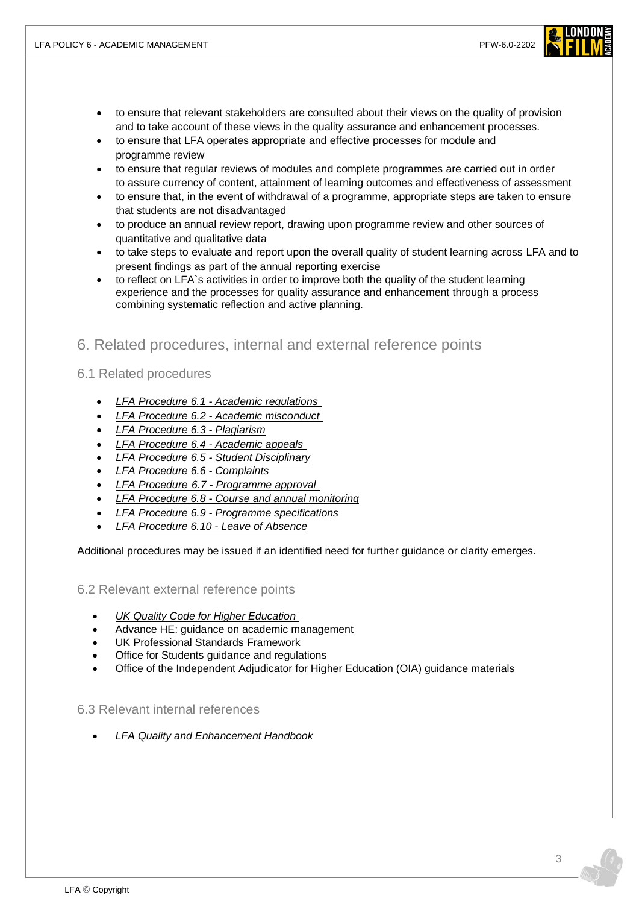- to ensure that relevant stakeholders are consulted about their views on the quality of provision and to take account of these views in the quality assurance and enhancement processes.
- to ensure that LFA operates appropriate and effective processes for module and programme review
- to ensure that regular reviews of modules and complete programmes are carried out in order to assure currency of content, attainment of learning outcomes and effectiveness of assessment
- to ensure that, in the event of withdrawal of a programme, appropriate steps are taken to ensure that students are not disadvantaged
- to produce an annual review report, drawing upon programme review and other sources of quantitative and qualitative data
- to take steps to evaluate and report upon the overall quality of student learning across LFA and to present findings as part of the annual reporting exercise
- to reflect on LFA`s activities in order to improve both the quality of the student learning experience and the processes for quality assurance and enhancement through a process combining systematic reflection and active planning.

## 6. Related procedures, internal and external reference points

### 6.1 Related procedures

- *LFA Procedure 6.1 - Academic regulations*
- *LFA Procedure 6.2 - Academic misconduct*
- *LFA Procedure 6.3 - Plagiarism*
- *LFA Procedure 6.4 - Academic appeals*
- *LFA Procedure 6.5 - Student Disciplinary*
- *LFA Procedure 6.6 - Complaints*
- *LFA Procedure 6.7 - Programme approval*
- *LFA Procedure 6.8 - Course and annual monitoring*
- *LFA Procedure 6.9 - Programme specifications*
- *LFA Procedure 6.10 - Leave of Absence*

Additional procedures may be issued if an identified need for further guidance or clarity emerges.

### 6.2 Relevant external reference points

- *UK Quality Code for Higher Education*
- Advance HE: guidance on academic management
- UK Professional Standards Framework
- Office for Students guidance and regulations
- Office of the Independent Adjudicator for Higher Education (OIA) guidance materials

### 6.3 Relevant internal references

- *LFA Quality and Enhancement Handbook*